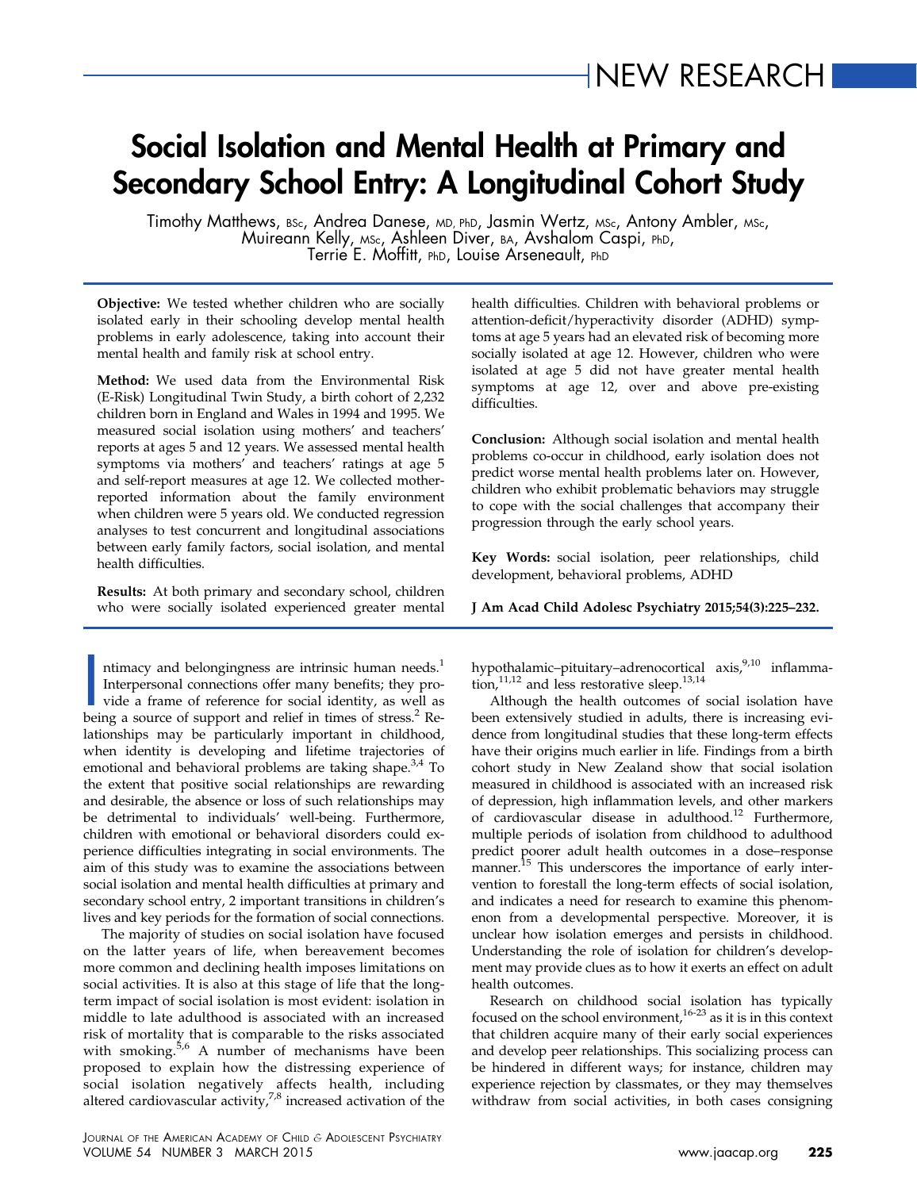NEW RESEARCH

# Social Isolation and Mental Health at Primary and Secondary School Entry: A Longitudinal Cohort Study

Timothy Matthews, BSc, Andrea Danese, MD, PhD, Jasmin Wertz, MSc, Antony Ambler, MSc, Muireann Kelly, MSc, Ashleen Diver, BA, Avshalom Caspi, PhD, Terrie E. Moffitt, PhD, Louise Arseneault, PhD

**Objective:** We tested whether children who are socially isolated early in their schooling develop mental health problems in early adolescence, taking into account their mental health and family risk at school entry.

**Method:** We used data from the Environmental Risk (E-Risk) Longitudinal Twin Study, a birth cohort of 2,232 children born in England and Wales in 1994 and 1995. We measured social isolation using mothers' and teachers' reports at ages 5 and 12 years. We assessed mental health symptoms via mothers' and teachers' ratings at age 5 and self-report measures at age 12. We collected mother-reported information about the family environment when children were 5 years old. We conducted regression analyses to test concurrent and longitudinal associations between early family factors, social isolation, and mental health difficulties.

**Results:** At both primary and secondary school, children who were socially isolated experienced greater mental health difficulties. Children with behavioral problems or attention-deficit/hyperactivity disorder (ADHD) symptoms at age 5 years had an elevated risk of becoming more socially isolated at age 12. However, children who were isolated at age 5 did not have greater mental health symptoms at age 12, over and above pre-existing difficulties.

**Conclusion:** Although social isolation and mental health problems co-occur in childhood, early isolation does not predict worse mental health problems later on. However, children who exhibit problematic behaviors may struggle to cope with the social challenges that accompany their progression through the early school years.

**Key Words:** social isolation, peer relationships, child development, behavioral problems, ADHD

**J Am Acad Child Adolesc Psychiatry 2015;54(3):225–232.**

Intimacy and belongingness are intrinsic human needs.[1] Interpersonal connections offer many benefits; they provide a frame of reference for social identity, as well as being a source of support and relief in times of stress.[2] Relationships may be particularly important in childhood, when identity is developing and lifetime trajectories of emotional and behavioral problems are taking shape.[3,4] To the extent that positive social relationships are rewarding and desirable, the absence or loss of such relationships may be detrimental to individuals' well-being. Furthermore, children with emotional or behavioral disorders could experience difficulties integrating in social environments. The aim of this study was to examine the associations between social isolation and mental health difficulties at primary and secondary school entry, 2 important transitions in children's lives and key periods for the formation of social connections.

The majority of studies on social isolation have focused on the latter years of life, when bereavement becomes more common and declining health imposes limitations on social activities. It is also at this stage of life that the long-term impact of social isolation is most evident: isolation in middle to late adulthood is associated with an increased risk of mortality that is comparable to the risks associated with smoking.[5,6] A number of mechanisms have been proposed to explain how the distressing experience of social isolation negatively affects health, including altered cardiovascular activity,[7,8] increased activation of the hypothalamic–pituitary–adrenocortical axis,[9,10] inflammation,[11,12] and less restorative sleep.[13,14]

Although the health outcomes of social isolation have been extensively studied in adults, there is increasing evidence from longitudinal studies that these long-term effects have their origins much earlier in life. Findings from a birth cohort study in New Zealand show that social isolation measured in childhood is associated with an increased risk of depression, high inflammation levels, and other markers of cardiovascular disease in adulthood.[12] Furthermore, multiple periods of isolation from childhood to adulthood predict poorer adult health outcomes in a dose–response manner.[15] This underscores the importance of early intervention to forestall the long-term effects of social isolation, and indicates a need for research to examine this phenomenon from a developmental perspective. Moreover, it is unclear how isolation emerges and persists in childhood. Understanding the role of isolation for children's development may provide clues as to how it exerts an effect on adult health outcomes.

Research on childhood social isolation has typically focused on the school environment,[16-23] as it is in this context that children acquire many of their early social experiences and develop peer relationships. This socializing process can be hindered in different ways; for instance, children may experience rejection by classmates, or they may themselves withdraw from social activities, in both cases consigning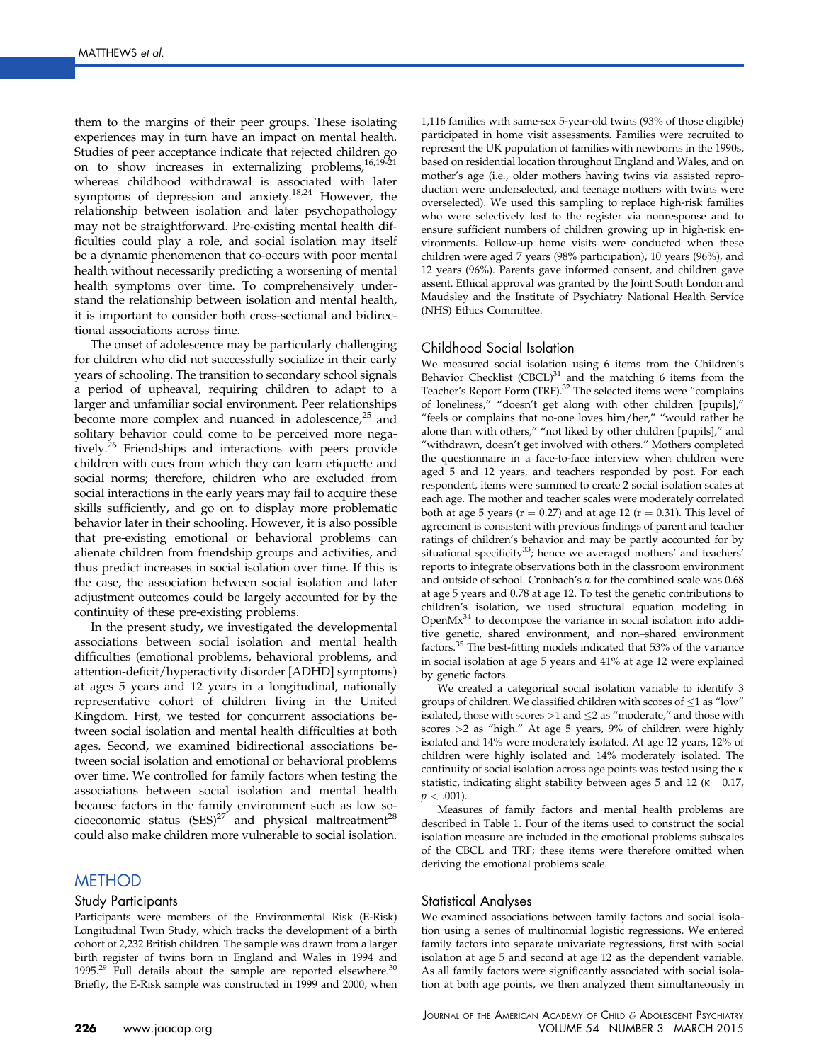them to the margins of their peer groups. These isolating experiences may in turn have an impact on mental health. Studies of peer acceptance indicate that rejected children go on to show increases in externalizing problems,[16,19-21] whereas childhood withdrawal is associated with later symptoms of depression and anxiety.[18,24] However, the relationship between isolation and later psychopathology may not be straightforward. Pre-existing mental health difficulties could play a role, and social isolation may itself be a dynamic phenomenon that co-occurs with poor mental health without necessarily predicting a worsening of mental health symptoms over time. To comprehensively understand the relationship between isolation and mental health, it is important to consider both cross-sectional and bidirectional associations across time.

The onset of adolescence may be particularly challenging for children who did not successfully socialize in their early years of schooling. The transition to secondary school signals a period of upheaval, requiring children to adapt to a larger and unfamiliar social environment. Peer relationships become more complex and nuanced in adolescence,[25] and solitary behavior could come to be perceived more negatively.[26] Friendships and interactions with peers provide children with cues from which they can learn etiquette and social norms; therefore, children who are excluded from social interactions in the early years may fail to acquire these skills sufficiently, and go on to display more problematic behavior later in their schooling. However, it is also possible that pre-existing emotional or behavioral problems can alienate children from friendship groups and activities, and thus predict increases in social isolation over time. If this is the case, the association between social isolation and later adjustment outcomes could be largely accounted for by the continuity of these pre-existing problems.

In the present study, we investigated the developmental associations between social isolation and mental health difficulties (emotional problems, behavioral problems, and attention-deficit/hyperactivity disorder [ADHD] symptoms) at ages 5 years and 12 years in a longitudinal, nationally representative cohort of children living in the United Kingdom. First, we tested for concurrent associations between social isolation and mental health difficulties at both ages. Second, we examined bidirectional associations between social isolation and emotional or behavioral problems over time. We controlled for family factors when testing the associations between social isolation and mental health because factors in the family environment such as low socioeconomic status (SES)[27] and physical maltreatment[28] could also make children more vulnerable to social isolation.

# METHOD

## Study Participants

Participants were members of the Environmental Risk (E-Risk) Longitudinal Twin Study, which tracks the development of a birth cohort of 2,232 British children. The sample was drawn from a larger birth register of twins born in England and Wales in 1994 and 1995.[29] Full details about the sample are reported elsewhere.[30] Briefly, the E-Risk sample was constructed in 1999 and 2000, when 1,116 families with same-sex 5-year-old twins (93% of those eligible) participated in home visit assessments. Families were recruited to represent the UK population of families with newborns in the 1990s, based on residential location throughout England and Wales, and on mother's age (i.e., older mothers having twins via assisted reproduction were underselected, and teenage mothers with twins were overselected). We used this sampling to replace high-risk families who were selectively lost to the register via nonresponse and to ensure sufficient numbers of children growing up in high-risk environments. Follow-up home visits were conducted when these children were aged 7 years (98% participation), 10 years (96%), and 12 years (96%). Parents gave informed consent, and children gave assent. Ethical approval was granted by the Joint South London and Maudsley and the Institute of Psychiatry National Health Service (NHS) Ethics Committee.

## Childhood Social Isolation

We measured social isolation using 6 items from the Children's Behavior Checklist (CBCL)[31] and the matching 6 items from the Teacher's Report Form (TRF).[32] The selected items were "complains of loneliness," "doesn't get along with other children [pupils]," "feels or complains that no-one loves him/her," "would rather be alone than with others," "not liked by other children [pupils]," and "withdrawn, doesn't get involved with others." Mothers completed the questionnaire in a face-to-face interview when children were aged 5 and 12 years, and teachers responded by post. For each respondent, items were summed to create 2 social isolation scales at each age. The mother and teacher scales were moderately correlated both at age 5 years ($r = 0.27$) and at age 12 ($r = 0.31$). This level of agreement is consistent with previous findings of parent and teacher ratings of children's behavior and may be partly accounted for by situational specificity[33]; hence we averaged mothers' and teachers' reports to integrate observations both in the classroom environment and outside of school. Cronbach's $\alpha$ for the combined scale was 0.68 at age 5 years and 0.78 at age 12. To test the genetic contributions to children's isolation, we used structural equation modeling in OpenMx[34] to decompose the variance in social isolation into additive genetic, shared environment, and non–shared environment factors.[35] The best-fitting models indicated that 53% of the variance in social isolation at age 5 years and 41% at age 12 were explained by genetic factors.

We created a categorical social isolation variable to identify 3 groups of children. We classified children with scores of $\leq 1$ as "low" isolated, those with scores $>1$ and $\leq 2$ as "moderate," and those with scores $>2$ as "high." At age 5 years, 9% of children were highly isolated and 14% were moderately isolated. At age 12 years, 12% of children were highly isolated and 14% moderately isolated. The continuity of social isolation across age points was tested using the $\kappa$ statistic, indicating slight stability between ages 5 and 12 ($\kappa = 0.17$, $p < .001$).

Measures of family factors and mental health problems are described in Table 1. Four of the items used to construct the social isolation measure are included in the emotional problems subscales of the CBCL and TRF; these items were therefore omitted when deriving the emotional problems scale.

## Statistical Analyses

We examined associations between family factors and social isolation using a series of multinomial logistic regressions. We entered family factors into separate univariate regressions, first with social isolation at age 5 and second at age 12 as the dependent variable. As all family factors were significantly associated with social isolation at both age points, we then analyzed them simultaneously in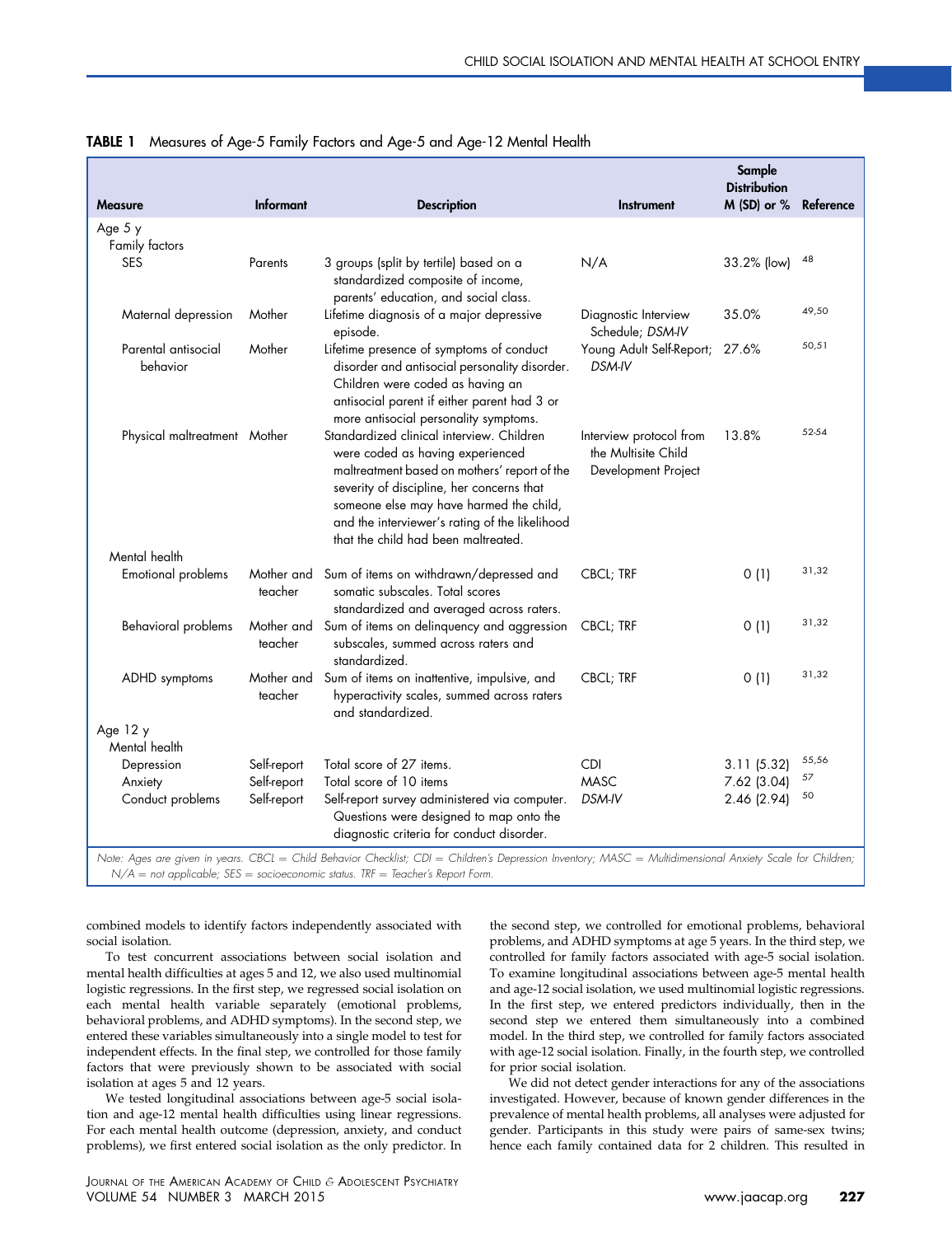**TABLE 1** Measures of Age-5 Family Factors and Age-5 and Age-12 Mental Health

| Measure | Informant | Description | Instrument | Sample Distribution M (SD) or % | Reference |
|---|---|---|---|---|---|
| Age 5 y | | | | | |
| Family factors | | | | | |
| SES | Parents | 3 groups (split by tertile) based on a standardized composite of income, parents' education, and social class. | N/A | 33.2% (low) | 48 |
| Maternal depression | Mother | Lifetime diagnosis of a major depressive episode. | Diagnostic Interview Schedule; *DSM-IV* | 35.0% | 49,50 |
| Parental antisocial behavior | Mother | Lifetime presence of symptoms of conduct disorder and antisocial personality disorder. Children were coded as having an antisocial parent if either parent had 3 or more antisocial personality symptoms. | Young Adult Self-Report; *DSM-IV* | 27.6% | 50,51 |
| Physical maltreatment | Mother | Standardized clinical interview. Children were coded as having experienced maltreatment based on mothers' report of the severity of discipline, her concerns that someone else may have harmed the child, and the interviewer's rating of the likelihood that the child had been maltreated. | Interview protocol from the Multisite Child Development Project | 13.8% | 52-54 |
| Mental health | | | | | |
| Emotional problems | Mother and teacher | Sum of items on withdrawn/depressed and somatic subscales. Total scores standardized and averaged across raters. | CBCL; TRF | 0 (1) | 31,32 |
| Behavioral problems | Mother and teacher | Sum of items on delinquency and aggression subscales, summed across raters and standardized. | CBCL; TRF | 0 (1) | 31,32 |
| ADHD symptoms | Mother and teacher | Sum of items on inattentive, impulsive, and hyperactivity scales, summed across raters and standardized. | CBCL; TRF | 0 (1) | 31,32 |
| Age 12 y | | | | | |
| Mental health | | | | | |
| Depression | Self-report | Total score of 27 items. | CDI | 3.11 (5.32) | 55,56 |
| Anxiety | Self-report | Total score of 10 items | MASC | 7.62 (3.04) | 57 |
| Conduct problems | Self-report | Self-report survey administered via computer. Questions were designed to map onto the diagnostic criteria for conduct disorder. | *DSM-IV* | 2.46 (2.94) | 50 |

*Note: Ages are given in years. CBCL = Child Behavior Checklist; CDI = Children's Depression Inventory; MASC = Multidimensional Anxiety Scale for Children; N/A = not applicable; SES = socioeconomic status. TRF = Teacher's Report Form.*

combined models to identify factors independently associated with social isolation.

To test concurrent associations between social isolation and mental health difficulties at ages 5 and 12, we also used multinomial logistic regressions. In the first step, we regressed social isolation on each mental health variable separately (emotional problems, behavioral problems, and ADHD symptoms). In the second step, we entered these variables simultaneously into a single model to test for independent effects. In the final step, we controlled for those family factors that were previously shown to be associated with social isolation at ages 5 and 12 years.

We tested longitudinal associations between age-5 social isolation and age-12 mental health difficulties using linear regressions. For each mental health outcome (depression, anxiety, and conduct problems), we first entered social isolation as the only predictor. In the second step, we controlled for emotional problems, behavioral problems, and ADHD symptoms at age 5 years. In the third step, we controlled for family factors associated with age-5 social isolation. To examine longitudinal associations between age-5 mental health and age-12 social isolation, we used multinomial logistic regressions. In the first step, we entered predictors individually, then in the second step we entered them simultaneously into a combined model. In the third step, we controlled for family factors associated with age-12 social isolation. Finally, in the fourth step, we controlled for prior social isolation.

We did not detect gender interactions for any of the associations investigated. However, because of known gender differences in the prevalence of mental health problems, all analyses were adjusted for gender. Participants in this study were pairs of same-sex twins; hence each family contained data for 2 children. This resulted in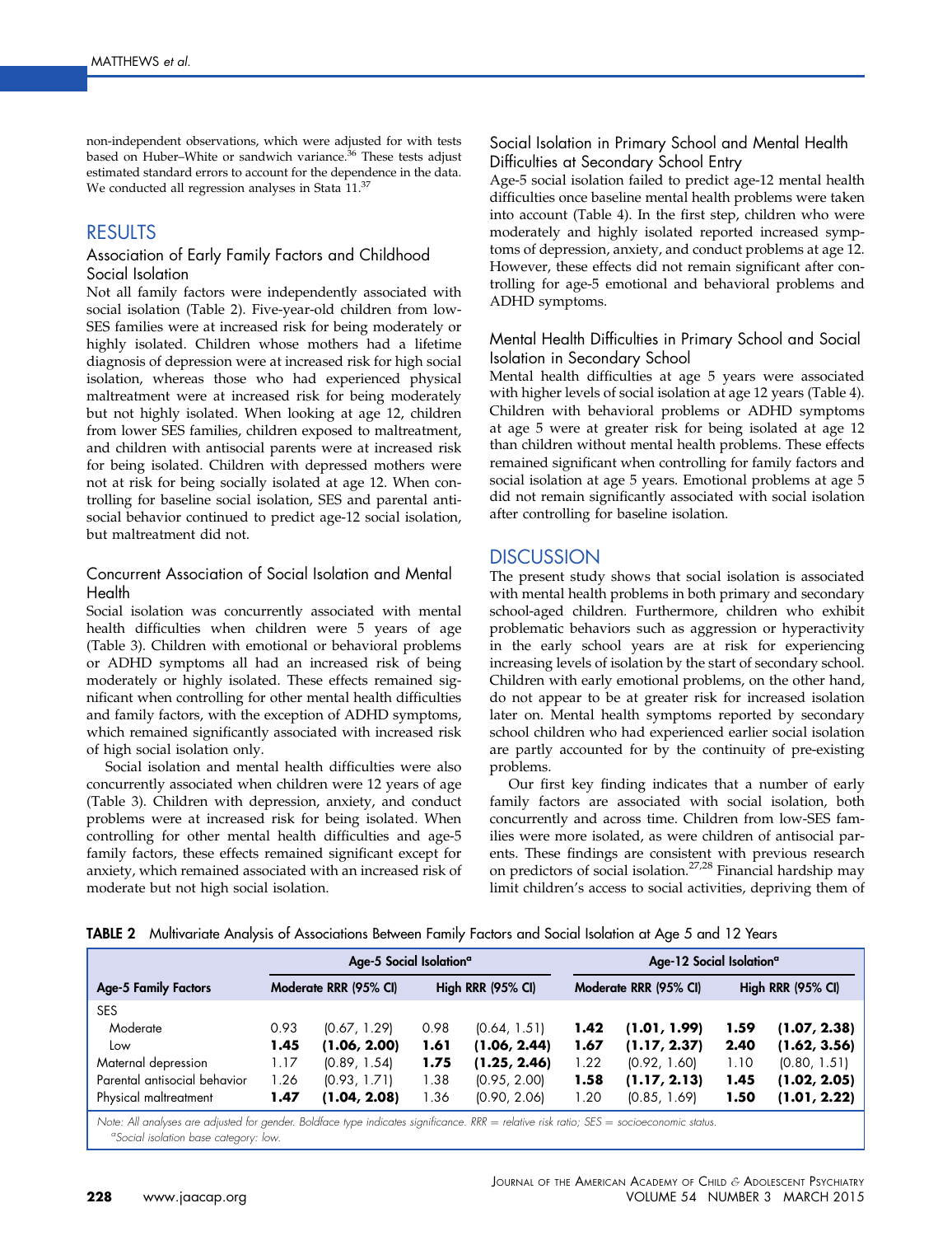non-independent observations, which were adjusted for with tests based on Huber–White or sandwich variance.[36] These tests adjust estimated standard errors to account for the dependence in the data. We conducted all regression analyses in Stata 11.[37]

## RESULTS

### Association of Early Family Factors and Childhood Social Isolation

Not all family factors were independently associated with social isolation (Table 2). Five-year-old children from low-SES families were at increased risk for being moderately or highly isolated. Children whose mothers had a lifetime diagnosis of depression were at increased risk for high social isolation, whereas those who had experienced physical maltreatment were at increased risk for being moderately but not highly isolated. When looking at age 12, children from lower SES families, children exposed to maltreatment, and children with antisocial parents were at increased risk for being isolated. Children with depressed mothers were not at risk for being socially isolated at age 12. When controlling for baseline social isolation, SES and parental antisocial behavior continued to predict age-12 social isolation, but maltreatment did not.

### Concurrent Association of Social Isolation and Mental Health

Social isolation was concurrently associated with mental health difficulties when children were 5 years of age (Table 3). Children with emotional or behavioral problems or ADHD symptoms all had an increased risk of being moderately or highly isolated. These effects remained significant when controlling for other mental health difficulties and family factors, with the exception of ADHD symptoms, which remained significantly associated with increased risk of high social isolation only.

Social isolation and mental health difficulties were also concurrently associated when children were 12 years of age (Table 3). Children with depression, anxiety, and conduct problems were at increased risk for being isolated. When controlling for other mental health difficulties and age-5 family factors, these effects remained significant except for anxiety, which remained associated with an increased risk of moderate but not high social isolation.

### Social Isolation in Primary School and Mental Health Difficulties at Secondary School Entry

Age-5 social isolation failed to predict age-12 mental health difficulties once baseline mental health problems were taken into account (Table 4). In the first step, children who were moderately and highly isolated reported increased symptoms of depression, anxiety, and conduct problems at age 12. However, these effects did not remain significant after controlling for age-5 emotional and behavioral problems and ADHD symptoms.

### Mental Health Difficulties in Primary School and Social Isolation in Secondary School

Mental health difficulties at age 5 years were associated with higher levels of social isolation at age 12 years (Table 4). Children with behavioral problems or ADHD symptoms at age 5 were at greater risk for being isolated at age 12 than children without mental health problems. These effects remained significant when controlling for family factors and social isolation at age 5 years. Emotional problems at age 5 did not remain significantly associated with social isolation after controlling for baseline isolation.

## DISCUSSION

The present study shows that social isolation is associated with mental health problems in both primary and secondary school-aged children. Furthermore, children who exhibit problematic behaviors such as aggression or hyperactivity in the early school years are at risk for experiencing increasing levels of isolation by the start of secondary school. Children with early emotional problems, on the other hand, do not appear to be at greater risk for increased isolation later on. Mental health symptoms reported by secondary school children who had experienced earlier social isolation are partly accounted for by the continuity of pre-existing problems.

Our first key finding indicates that a number of early family factors are associated with social isolation, both concurrently and across time. Children from low-SES families were more isolated, as were children of antisocial parents. These findings are consistent with previous research on predictors of social isolation.[27,28] Financial hardship may limit children's access to social activities, depriving them of

**TABLE 2** Multivariate Analysis of Associations Between Family Factors and Social Isolation at Age 5 and 12 Years

| | Age-5 Social Isolation[a] | | | | Age-12 Social Isolation[a] | | | |
|---|---|---|---|---|---|---|---|---|
| **Age-5 Family Factors** | Moderate RRR (95% CI) | | High RRR (95% CI) | | Moderate RRR (95% CI) | | High RRR (95% CI) | |
| SES | | | | | | | | |
| Moderate | 0.93 | (0.67, 1.29) | 0.98 | (0.64, 1.51) | **1.42** | **(1.01, 1.99)** | **1.59** | **(1.07, 2.38)** |
| Low | **1.45** | **(1.06, 2.00)** | **1.61** | **(1.06, 2.44)** | **1.67** | **(1.17, 2.37)** | **2.40** | **(1.62, 3.56)** |
| Maternal depression | 1.17 | (0.89, 1.54) | **1.75** | **(1.25, 2.46)** | 1.22 | (0.92, 1.60) | 1.10 | (0.80, 1.51) |
| Parental antisocial behavior | 1.26 | (0.93, 1.71) | 1.38 | (0.95, 2.00) | **1.58** | **(1.17, 2.13)** | **1.45** | **(1.02, 2.05)** |
| Physical maltreatment | **1.47** | **(1.04, 2.08)** | 1.36 | (0.90, 2.06) | 1.20 | (0.85, 1.69) | **1.50** | **(1.01, 2.22)** |

*Note: All analyses are adjusted for gender. Boldface type indicates significance. RRR = relative risk ratio; SES = socioeconomic status.*
*[a]Social isolation base category: low.*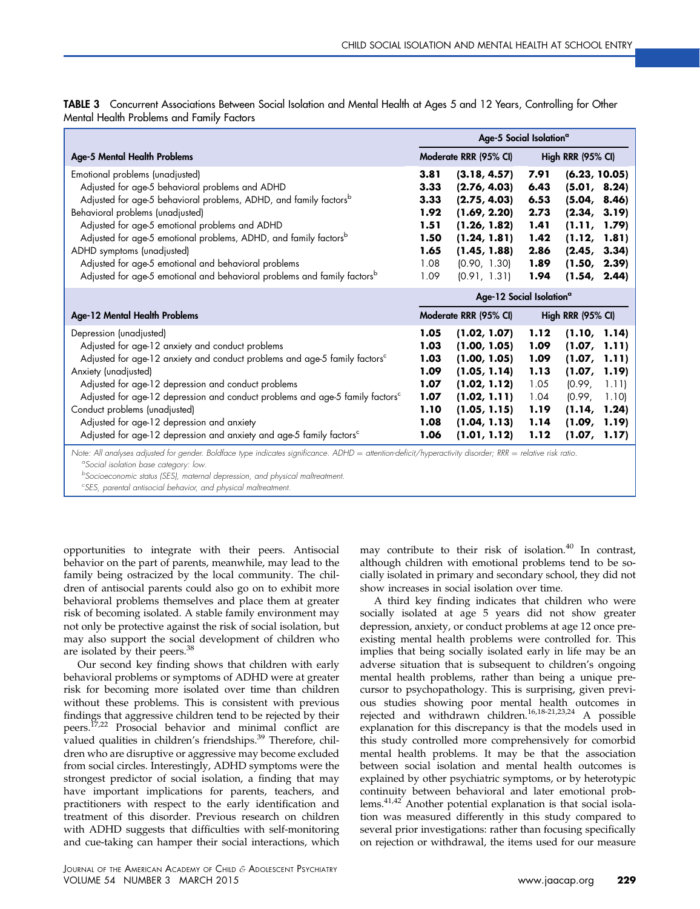**TABLE 3** Concurrent Associations Between Social Isolation and Mental Health at Ages 5 and 12 Years, Controlling for Other Mental Health Problems and Family Factors

| | Age-5 Social Isolation[a] | |
|---|---|---|
| **Age-5 Mental Health Problems** | **Moderate RRR (95% CI)** | **High RRR (95% CI)** |
| Emotional problems (unadjusted) | **3.81 (3.18, 4.57)** | **7.91 (6.23, 10.05)** |
| Adjusted for age-5 behavioral problems and ADHD | **3.33 (2.76, 4.03)** | **6.43 (5.01, 8.24)** |
| Adjusted for age-5 behavioral problems, ADHD, and family factors[b] | **3.33 (2.75, 4.03)** | **6.53 (5.04, 8.46)** |
| Behavioral problems (unadjusted) | **1.92 (1.69, 2.20)** | **2.73 (2.34, 3.19)** |
| Adjusted for age-5 emotional problems and ADHD | **1.51 (1.26, 1.82)** | **1.41 (1.11, 1.79)** |
| Adjusted for age-5 emotional problems, ADHD, and family factors[b] | **1.50 (1.24, 1.81)** | **1.42 (1.12, 1.81)** |
| ADHD symptoms (unadjusted) | **1.65 (1.45, 1.88)** | **2.86 (2.45, 3.34)** |
| Adjusted for age-5 emotional and behavioral problems | 1.08 (0.90, 1.30) | **1.89 (1.50, 2.39)** |
| Adjusted for age-5 emotional and behavioral problems and family factors[b] | 1.09 (0.91, 1.31) | **1.94 (1.54, 2.44)** |
| | **Age-12 Social Isolation[a]** | |
| **Age-12 Mental Health Problems** | **Moderate RRR (95% CI)** | **High RRR (95% CI)** |
| Depression (unadjusted) | **1.05 (1.02, 1.07)** | **1.12 (1.10, 1.14)** |
| Adjusted for age-12 anxiety and conduct problems | **1.03 (1.00, 1.05)** | **1.09 (1.07, 1.11)** |
| Adjusted for age-12 anxiety and conduct problems and age-5 family factors[c] | **1.03 (1.00, 1.05)** | **1.09 (1.07, 1.11)** |
| Anxiety (unadjusted) | **1.09 (1.05, 1.14)** | **1.13 (1.07, 1.19)** |
| Adjusted for age-12 depression and conduct problems | **1.07 (1.02, 1.12)** | 1.05 (0.99, 1.11) |
| Adjusted for age-12 depression and conduct problems and age-5 family factors[c] | **1.07 (1.02, 1.11)** | 1.04 (0.99, 1.10) |
| Conduct problems (unadjusted) | **1.10 (1.05, 1.15)** | **1.19 (1.14, 1.24)** |
| Adjusted for age-12 depression and anxiety | **1.08 (1.04, 1.13)** | **1.14 (1.09, 1.19)** |
| Adjusted for age-12 depression and anxiety and age-5 family factors[c] | **1.06 (1.01, 1.12)** | **1.12 (1.07, 1.17)** |

*Note: All analyses adjusted for gender. Boldface type indicates significance. ADHD = attention-deficit/hyperactivity disorder; RRR = relative risk ratio.*

[a]*Social isolation base category: low.*

[b]*Socioeconomic status (SES), maternal depression, and physical maltreatment.*

[c]*SES, parental antisocial behavior, and physical maltreatment.*

opportunities to integrate with their peers. Antisocial behavior on the part of parents, meanwhile, may lead to the family being ostracized by the local community. The children of antisocial parents could also go on to exhibit more behavioral problems themselves and place them at greater risk of becoming isolated. A stable family environment may not only be protective against the risk of social isolation, but may also support the social development of children who are isolated by their peers.[38]

Our second key finding shows that children with early behavioral problems or symptoms of ADHD were at greater risk for becoming more isolated over time than children without these problems. This is consistent with previous findings that aggressive children tend to be rejected by their peers.[17,22] Prosocial behavior and minimal conflict are valued qualities in children's friendships.[39] Therefore, children who are disruptive or aggressive may become excluded from social circles. Interestingly, ADHD symptoms were the strongest predictor of social isolation, a finding that may have important implications for parents, teachers, and practitioners with respect to the early identification and treatment of this disorder. Previous research on children with ADHD suggests that difficulties with self-monitoring and cue-taking can hamper their social interactions, which may contribute to their risk of isolation.[40] In contrast, although children with emotional problems tend to be socially isolated in primary and secondary school, they did not show increases in social isolation over time.

A third key finding indicates that children who were socially isolated at age 5 years did not show greater depression, anxiety, or conduct problems at age 12 once preexisting mental health problems were controlled for. This implies that being socially isolated early in life may be an adverse situation that is subsequent to children's ongoing mental health problems, rather than being a unique precursor to psychopathology. This is surprising, given previous studies showing poor mental health outcomes in rejected and withdrawn children.[16,18-21,23,24] A possible explanation for this discrepancy is that the models used in this study controlled more comprehensively for comorbid mental health problems. It may be that the association between social isolation and mental health outcomes is explained by other psychiatric symptoms, or by heterotypic continuity between behavioral and later emotional problems.[41,42] Another potential explanation is that social isolation was measured differently in this study compared to several prior investigations: rather than focusing specifically on rejection or withdrawal, the items used for our measure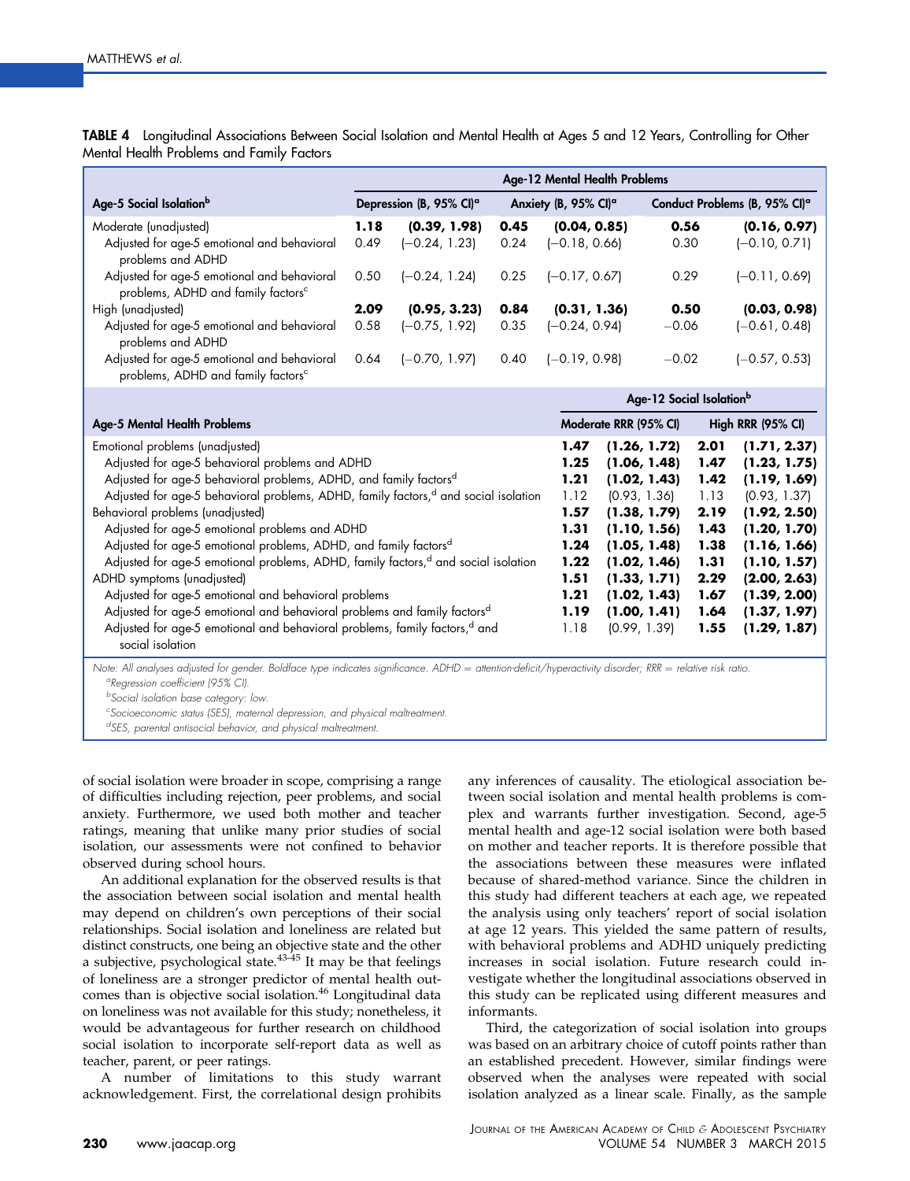**TABLE 4** Longitudinal Associations Between Social Isolation and Mental Health at Ages 5 and 12 Years, Controlling for Other Mental Health Problems and Family Factors

| Age-5 Social Isolation[b] | Age-12 Mental Health Problems: Depression (B, 95% CI)[a] | | Anxiety (B, 95% CI)[a] | | Conduct Problems (B, 95% CI)[a] | |
|---|---|---|---|---|---|---|
| Moderate (unadjusted) | **1.18** | **(0.39, 1.98)** | **0.45** | **(0.04, 0.85)** | **0.56** | **(0.16, 0.97)** |
| Adjusted for age-5 emotional and behavioral problems and ADHD | 0.49 | (−0.24, 1.23) | 0.24 | (−0.18, 0.66) | 0.30 | (−0.10, 0.71) |
| Adjusted for age-5 emotional and behavioral problems, ADHD and family factors[c] | 0.50 | (−0.24, 1.24) | 0.25 | (−0.17, 0.67) | 0.29 | (−0.11, 0.69) |
| High (unadjusted) | **2.09** | **(0.95, 3.23)** | **0.84** | **(0.31, 1.36)** | **0.50** | **(0.03, 0.98)** |
| Adjusted for age-5 emotional and behavioral problems and ADHD | 0.58 | (−0.75, 1.92) | 0.35 | (−0.24, 0.94) | −0.06 | (−0.61, 0.48) |
| Adjusted for age-5 emotional and behavioral problems, ADHD and family factors[c] | 0.64 | (−0.70, 1.97) | 0.40 | (−0.19, 0.98) | −0.02 | (−0.57, 0.53) |

| Age-5 Mental Health Problems | Age-12 Social Isolation[b]: Moderate RRR (95% CI) | | High RRR (95% CI) | |
|---|---|---|---|---|
| Emotional problems (unadjusted) | **1.47** | **(1.26, 1.72)** | **2.01** | **(1.71, 2.37)** |
| Adjusted for age-5 behavioral problems and ADHD | **1.25** | **(1.06, 1.48)** | **1.47** | **(1.23, 1.75)** |
| Adjusted for age-5 behavioral problems, ADHD, and family factors[d] | **1.21** | **(1.02, 1.43)** | **1.42** | **(1.19, 1.69)** |
| Adjusted for age-5 behavioral problems, ADHD, family factors,[d] and social isolation | 1.12 | (0.93, 1.36) | 1.13 | (0.93, 1.37) |
| Behavioral problems (unadjusted) | **1.57** | **(1.38, 1.79)** | **2.19** | **(1.92, 2.50)** |
| Adjusted for age-5 emotional problems and ADHD | **1.31** | **(1.10, 1.56)** | **1.43** | **(1.20, 1.70)** |
| Adjusted for age-5 emotional problems, ADHD, and family factors[d] | **1.24** | **(1.05, 1.48)** | **1.38** | **(1.16, 1.66)** |
| Adjusted for age-5 emotional problems, ADHD, family factors,[d] and social isolation | **1.22** | **(1.02, 1.46)** | **1.31** | **(1.10, 1.57)** |
| ADHD symptoms (unadjusted) | **1.51** | **(1.33, 1.71)** | **2.29** | **(2.00, 2.63)** |
| Adjusted for age-5 emotional and behavioral problems | **1.21** | **(1.02, 1.43)** | **1.67** | **(1.39, 2.00)** |
| Adjusted for age-5 emotional and behavioral problems and family factors[d] | **1.19** | **(1.00, 1.41)** | **1.64** | **(1.37, 1.97)** |
| Adjusted for age-5 emotional and behavioral problems, family factors,[d] and social isolation | 1.18 | (0.99, 1.39) | **1.55** | **(1.29, 1.87)** |

Note: All analyses adjusted for gender. Boldface type indicates significance. ADHD = attention-deficit/hyperactivity disorder; RRR = relative risk ratio.
[a]Regression coefficient (95% CI).
[b]Social isolation base category: low.
[c]Socioeconomic status (SES), maternal depression, and physical maltreatment.
[d]SES, parental antisocial behavior, and physical maltreatment.

of social isolation were broader in scope, comprising a range of difficulties including rejection, peer problems, and social anxiety. Furthermore, we used both mother and teacher ratings, meaning that unlike many prior studies of social isolation, our assessments were not confined to behavior observed during school hours.

An additional explanation for the observed results is that the association between social isolation and mental health may depend on children's own perceptions of their social relationships. Social isolation and loneliness are related but distinct constructs, one being an objective state and the other a subjective, psychological state.[43-45] It may be that feelings of loneliness are a stronger predictor of mental health outcomes than is objective social isolation.[46] Longitudinal data on loneliness was not available for this study; nonetheless, it would be advantageous for further research on childhood social isolation to incorporate self-report data as well as teacher, parent, or peer ratings.

A number of limitations to this study warrant acknowledgement. First, the correlational design prohibits any inferences of causality. The etiological association between social isolation and mental health problems is complex and warrants further investigation. Second, age-5 mental health and age-12 social isolation were both based on mother and teacher reports. It is therefore possible that the associations between these measures were inflated because of shared-method variance. Since the children in this study had different teachers at each age, we repeated the analysis using only teachers' report of social isolation at age 12 years. This yielded the same pattern of results, with behavioral problems and ADHD uniquely predicting increases in social isolation. Future research could investigate whether the longitudinal associations observed in this study can be replicated using different measures and informants.

Third, the categorization of social isolation into groups was based on an arbitrary choice of cutoff points rather than an established precedent. However, similar findings were observed when the analyses were repeated with social isolation analyzed as a linear scale. Finally, as the sample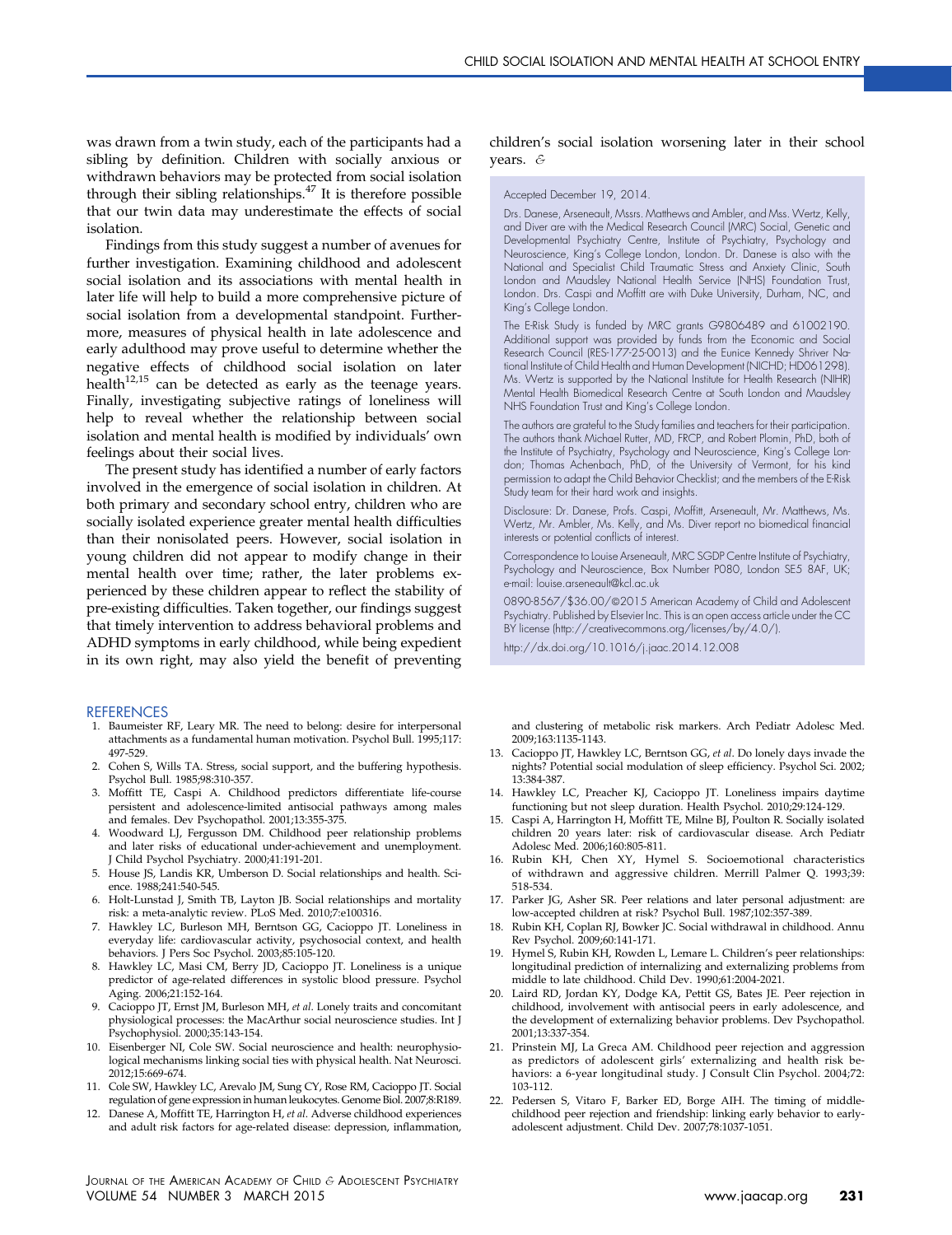was drawn from a twin study, each of the participants had a sibling by definition. Children with socially anxious or withdrawn behaviors may be protected from social isolation through their sibling relationships.[47] It is therefore possible that our twin data may underestimate the effects of social isolation.

Findings from this study suggest a number of avenues for further investigation. Examining childhood and adolescent social isolation and its associations with mental health in later life will help to build a more comprehensive picture of social isolation from a developmental standpoint. Furthermore, measures of physical health in late adolescence and early adulthood may prove useful to determine whether the negative effects of childhood social isolation on later health[12,15] can be detected as early as the teenage years. Finally, investigating subjective ratings of loneliness will help to reveal whether the relationship between social isolation and mental health is modified by individuals' own feelings about their social lives.

The present study has identified a number of early factors involved in the emergence of social isolation in children. At both primary and secondary school entry, children who are socially isolated experience greater mental health difficulties than their nonisolated peers. However, social isolation in young children did not appear to modify change in their mental health over time; rather, the later problems experienced by these children appear to reflect the stability of pre-existing difficulties. Taken together, our findings suggest that timely intervention to address behavioral problems and ADHD symptoms in early childhood, while being expedient in its own right, may also yield the benefit of preventing children's social isolation worsening later in their school years. &

Accepted December 19, 2014.

Drs. Danese, Arseneault, Mssrs. Matthews and Ambler, and Mss. Wertz, Kelly, and Diver are with the Medical Research Council (MRC) Social, Genetic and Developmental Psychiatry Centre, Institute of Psychiatry, Psychology and Neuroscience, King's College London, London. Dr. Danese is also with the National and Specialist Child Traumatic Stress and Anxiety Clinic, South London and Maudsley National Health Service (NHS) Foundation Trust, London. Drs. Caspi and Moffitt are with Duke University, Durham, NC, and King's College London.

The E-Risk Study is funded by MRC grants G9806489 and 61002190. Additional support was provided by funds from the Economic and Social Research Council (RES-177-25-0013) and the Eunice Kennedy Shriver National Institute of Child Health and Human Development (NICHD; HD061298). Ms. Wertz is supported by the National Institute for Health Research (NIHR) Mental Health Biomedical Research Centre at South London and Maudsley NHS Foundation Trust and King's College London.

The authors are grateful to the Study families and teachers for their participation. The authors thank Michael Rutter, MD, FRCP, and Robert Plomin, PhD, both of the Institute of Psychiatry, Psychology and Neuroscience, King's College London; Thomas Achenbach, PhD, of the University of Vermont, for his kind permission to adapt the Child Behavior Checklist; and the members of the E-Risk Study team for their hard work and insights.

Disclosure: Dr. Danese, Profs. Caspi, Moffitt, Arseneault, Mr. Matthews, Ms. Wertz, Mr. Ambler, Ms. Kelly, and Ms. Diver report no biomedical financial interests or potential conflicts of interest.

Correspondence to Louise Arseneault, MRC SGDP Centre Institute of Psychiatry, Psychology and Neuroscience, Box Number P080, London SE5 8AF, UK; e-mail: louise.arseneault@kcl.ac.uk

0890-8567/$36.00/©2015 American Academy of Child and Adolescent Psychiatry. Published by Elsevier Inc. This is an open access article under the CC BY license (http://creativecommons.org/licenses/by/4.0/).

http://dx.doi.org/10.1016/j.jaac.2014.12.008

## REFERENCES

1. Baumeister RF, Leary MR. The need to belong: desire for interpersonal attachments as a fundamental human motivation. Psychol Bull. 1995;117: 497-529.
2. Cohen S, Wills TA. Stress, social support, and the buffering hypothesis. Psychol Bull. 1985;98:310-357.
3. Moffitt TE, Caspi A. Childhood predictors differentiate life-course persistent and adolescence-limited antisocial pathways among males and females. Dev Psychopathol. 2001;13:355-375.
4. Woodward LJ, Fergusson DM. Childhood peer relationship problems and later risks of educational under-achievement and unemployment. J Child Psychol Psychiatry. 2000;41:191-201.
5. House JS, Landis KR, Umberson D. Social relationships and health. Science. 1988;241:540-545.
6. Holt-Lunstad J, Smith TB, Layton JB. Social relationships and mortality risk: a meta-analytic review. PLoS Med. 2010;7:e100316.
7. Hawkley LC, Burleson MH, Berntson GG, Cacioppo JT. Loneliness in everyday life: cardiovascular activity, psychosocial context, and health behaviors. J Pers Soc Psychol. 2003;85:105-120.
8. Hawkley LC, Masi CM, Berry JD, Cacioppo JT. Loneliness is a unique predictor of age-related differences in systolic blood pressure. Psychol Aging. 2006;21:152-164.
9. Cacioppo JT, Ernst JM, Burleson MH, *et al*. Lonely traits and concomitant physiological processes: the MacArthur social neuroscience studies. Int J Psychophysiol. 2000;35:143-154.
10. Eisenberger NI, Cole SW. Social neuroscience and health: neurophysiological mechanisms linking social ties with physical health. Nat Neurosci. 2012;15:669-674.
11. Cole SW, Hawkley LC, Arevalo JM, Sung CY, Rose RM, Cacioppo JT. Social regulation of gene expression in human leukocytes. Genome Biol. 2007;8:R189.
12. Danese A, Moffitt TE, Harrington H, *et al*. Adverse childhood experiences and adult risk factors for age-related disease: depression, inflammation, and clustering of metabolic risk markers. Arch Pediatr Adolesc Med. 2009;163:1135-1143.
13. Cacioppo JT, Hawkley LC, Berntson GG, *et al*. Do lonely days invade the nights? Potential social modulation of sleep efficiency. Psychol Sci. 2002; 13:384-387.
14. Hawkley LC, Preacher KJ, Cacioppo JT. Loneliness impairs daytime functioning but not sleep duration. Health Psychol. 2010;29:124-129.
15. Caspi A, Harrington H, Moffitt TE, Milne BJ, Poulton R. Socially isolated children 20 years later: risk of cardiovascular disease. Arch Pediatr Adolesc Med. 2006;160:805-811.
16. Rubin KH, Chen XY, Hymel S. Socioemotional characteristics of withdrawn and aggressive children. Merrill Palmer Q. 1993;39: 518-534.
17. Parker JG, Asher SR. Peer relations and later personal adjustment: are low-accepted children at risk? Psychol Bull. 1987;102:357-389.
18. Rubin KH, Coplan RJ, Bowker JC. Social withdrawal in childhood. Annu Rev Psychol. 2009;60:141-171.
19. Hymel S, Rubin KH, Rowden L, Lemare L. Children's peer relationships: longitudinal prediction of internalizing and externalizing problems from middle to late childhood. Child Dev. 1990;61:2004-2021.
20. Laird RD, Jordan KY, Dodge KA, Pettit GS, Bates JE. Peer rejection in childhood, involvement with antisocial peers in early adolescence, and the development of externalizing behavior problems. Dev Psychopathol. 2001;13:337-354.
21. Prinstein MJ, La Greca AM. Childhood peer rejection and aggression as predictors of adolescent girls' externalizing and health risk behaviors: a 6-year longitudinal study. J Consult Clin Psychol. 2004;72: 103-112.
22. Pedersen S, Vitaro F, Barker ED, Borge AIH. The timing of middle-childhood peer rejection and friendship: linking early behavior to early-adolescent adjustment. Child Dev. 2007;78:1037-1051.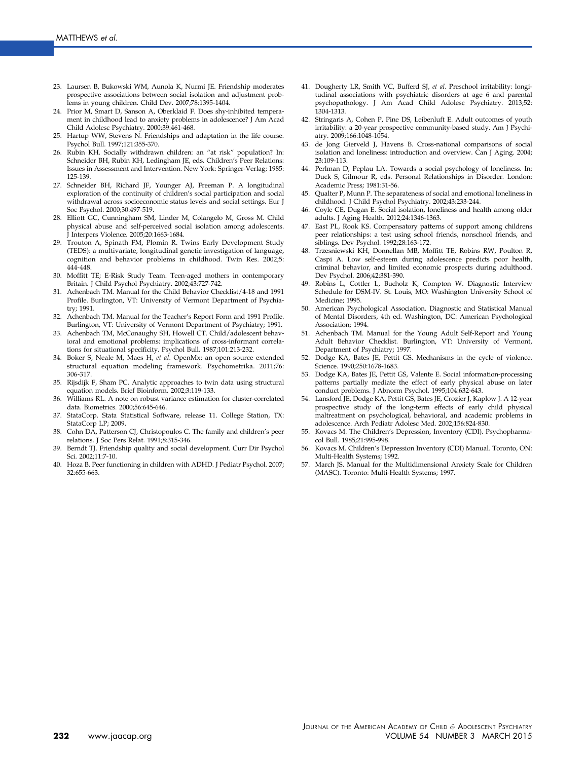23. Laursen B, Bukowski WM, Aunola K, Nurmi JE. Friendship moderates prospective associations between social isolation and adjustment problems in young children. Child Dev. 2007;78:1395-1404.
24. Prior M, Smart D, Sanson A, Oberklaid F. Does shy-inhibited temperament in childhood lead to anxiety problems in adolescence? J Am Acad Child Adolesc Psychiatry. 2000;39:461-468.
25. Hartup WW, Stevens N. Friendships and adaptation in the life course. Psychol Bull. 1997;121:355-370.
26. Rubin KH. Socially withdrawn children: an "at risk" population? In: Schneider BH, Rubin KH, Ledingham JE, eds. Children's Peer Relations: Issues in Assessment and Intervention. New York: Springer-Verlag; 1985: 125-139.
27. Schneider BH, Richard JF, Younger AJ, Freeman P. A longitudinal exploration of the continuity of children's social participation and social withdrawal across socioeconomic status levels and social settings. Eur J Soc Psychol. 2000;30:497-519.
28. Elliott GC, Cunningham SM, Linder M, Colangelo M, Gross M. Child physical abuse and self-perceived social isolation among adolescents. J Interpers Violence. 2005;20:1663-1684.
29. Trouton A, Spinath FM, Plomin R. Twins Early Development Study (TEDS): a multivariate, longitudinal genetic investigation of language, cognition and behavior problems in childhood. Twin Res. 2002;5: 444-448.
30. Moffitt TE; E-Risk Study Team. Teen-aged mothers in contemporary Britain. J Child Psychol Psychiatry. 2002;43:727-742.
31. Achenbach TM. Manual for the Child Behavior Checklist/4-18 and 1991 Profile. Burlington, VT: University of Vermont Department of Psychiatry; 1991.
32. Achenbach TM. Manual for the Teacher's Report Form and 1991 Profile. Burlington, VT: University of Vermont Department of Psychiatry; 1991.
33. Achenbach TM, McConaughy SH, Howell CT. Child/adolescent behavioral and emotional problems: implications of cross-informant correlations for situational specificity. Psychol Bull. 1987;101:213-232.
34. Boker S, Neale M, Maes H, *et al*. OpenMx: an open source extended structural equation modeling framework. Psychometrika. 2011;76: 306-317.
35. Rijsdijk F, Sham PC. Analytic approaches to twin data using structural equation models. Brief Bioinform. 2002;3:119-133.
36. Williams RL. A note on robust variance estimation for cluster-correlated data. Biometrics. 2000;56:645-646.
37. StataCorp. Stata Statistical Software, release 11. College Station, TX: StataCorp LP; 2009.
38. Cohn DA, Patterson CJ, Christopoulos C. The family and children's peer relations. J Soc Pers Relat. 1991;8:315-346.
39. Berndt TJ. Friendship quality and social development. Curr Dir Psychol Sci. 2002;11:7-10.
40. Hoza B. Peer functioning in children with ADHD. J Pediatr Psychol. 2007; 32:655-663.
41. Dougherty LR, Smith VC, Bufferd SJ, *et al*. Preschool irritability: longitudinal associations with psychiatric disorders at age 6 and parental psychopathology. J Am Acad Child Adolesc Psychiatry. 2013;52: 1304-1313.
42. Stringaris A, Cohen P, Pine DS, Leibenluft E. Adult outcomes of youth irritability: a 20-year prospective community-based study. Am J Psychiatry. 2009;166:1048-1054.
43. de Jong Gierveld J, Havens B. Cross-national comparisons of social isolation and loneliness: introduction and overview. Can J Aging. 2004; 23:109-113.
44. Perlman D, Peplau LA. Towards a social psychology of loneliness. In: Duck S, Gilmour R, eds. Personal Relationships in Disorder. London: Academic Press; 1981:31-56.
45. Qualter P, Munn P. The separateness of social and emotional loneliness in childhood. J Child Psychol Psychiatry. 2002;43:233-244.
46. Coyle CE, Dugan E. Social isolation, loneliness and health among older adults. J Aging Health. 2012;24:1346-1363.
47. East PL, Rook KS. Compensatory patterns of support among childrens peer relationships: a test using school friends, nonschool friends, and siblings. Dev Psychol. 1992;28:163-172.
48. Trzesniewski KH, Donnellan MB, Moffitt TE, Robins RW, Poulton R, Caspi A. Low self-esteem during adolescence predicts poor health, criminal behavior, and limited economic prospects during adulthood. Dev Psychol. 2006;42:381-390.
49. Robins L, Cottler L, Bucholz K, Compton W. Diagnostic Interview Schedule for DSM-IV. St. Louis, MO: Washington University School of Medicine; 1995.
50. American Psychological Association. Diagnostic and Statistical Manual of Mental Disorders, 4th ed. Washington, DC: American Psychological Association; 1994.
51. Achenbach TM. Manual for the Young Adult Self-Report and Young Adult Behavior Checklist. Burlington, VT: University of Vermont, Department of Psychiatry; 1997.
52. Dodge KA, Bates JE, Pettit GS. Mechanisms in the cycle of violence. Science. 1990;250:1678-1683.
53. Dodge KA, Bates JE, Pettit GS, Valente E. Social information-processing patterns partially mediate the effect of early physical abuse on later conduct problems. J Abnorm Psychol. 1995;104:632-643.
54. Lansford JE, Dodge KA, Pettit GS, Bates JE, Crozier J, Kaplow J. A 12-year prospective study of the long-term effects of early child physical maltreatment on psychological, behavioral, and academic problems in adolescence. Arch Pediatr Adolesc Med. 2002;156:824-830.
55. Kovacs M. The Children's Depression, Inventory (CDI). Psychopharmacol Bull. 1985;21:995-998.
56. Kovacs M. Children's Depression Inventory (CDI) Manual. Toronto, ON: Multi-Health Systems; 1992.
57. March JS. Manual for the Multidimensional Anxiety Scale for Children (MASC). Toronto: Multi-Health Systems; 1997.